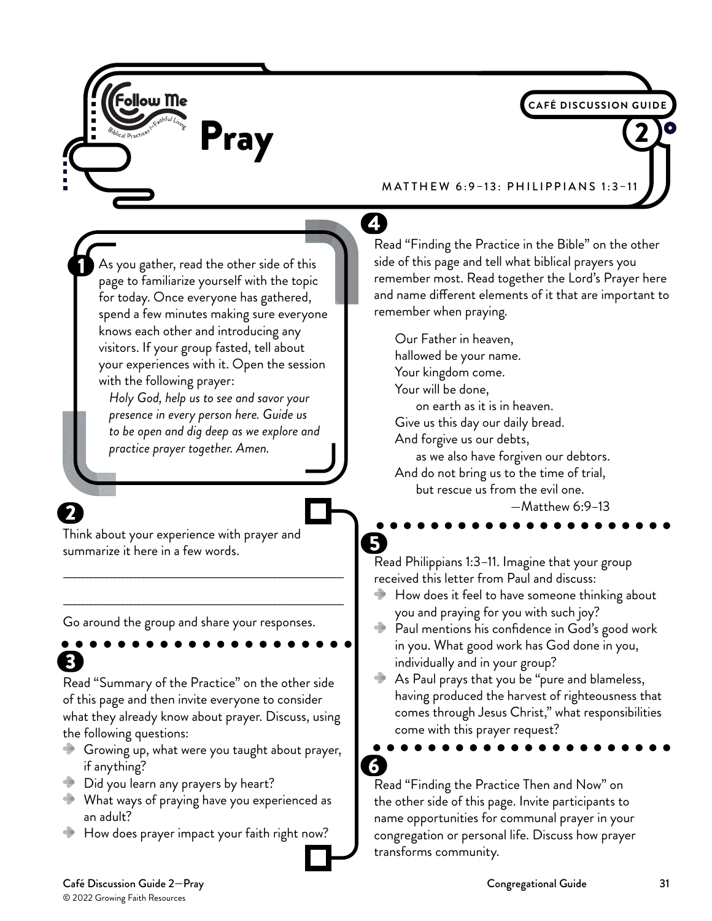Follow Me
Biblical Practices for Faithful Living

# Pray

**CAFÉ DISCUSSION GUIDE 2**

MATTHEW 6:9–13: PHILIPPIANS 1:3–11

**1**

As you gather, read the other side of this page to familiarize yourself with the topic for today. Once everyone has gathered, spend a few minutes making sure everyone knows each other and introducing any visitors. If your group fasted, tell about your experiences with it. Open the session with the following prayer:

*Holy God, help us to see and savor your presence in every person here. Guide us to be open and dig deep as we explore and practice prayer together. Amen.*

**2**

Think about your experience with prayer and summarize it here in a few words.

\_\_\_\_\_\_\_\_\_\_\_\_\_\_\_\_\_\_\_\_\_\_\_\_\_\_\_\_\_\_\_\_\_\_\_\_\_\_\_\_

\_\_\_\_\_\_\_\_\_\_\_\_\_\_\_\_\_\_\_\_\_\_\_\_\_\_\_\_\_\_\_\_\_\_\_\_\_\_\_\_

Go around the group and share your responses.

**3**

Read "Summary of the Practice" on the other side of this page and then invite everyone to consider what they already know about prayer. Discuss, using the following questions:

- Growing up, what were you taught about prayer, if anything?
- Did you learn any prayers by heart?
- What ways of praying have you experienced as an adult?
- How does prayer impact your faith right now?

**4**

Read "Finding the Practice in the Bible" on the other side of this page and tell what biblical prayers you remember most. Read together the Lord's Prayer here and name different elements of it that are important to remember when praying.

> Our Father in heaven,
> hallowed be your name.
> Your kingdom come.
> Your will be done,
> on earth as it is in heaven.
> Give us this day our daily bread.
> And forgive us our debts,
> as we also have forgiven our debtors.
> And do not bring us to the time of trial,
> but rescue us from the evil one.
> —Matthew 6:9–13

**5**

Read Philippians 1:3–11. Imagine that your group received this letter from Paul and discuss:

- How does it feel to have someone thinking about you and praying for you with such joy?
- Paul mentions his confidence in God's good work in you. What good work has God done in you, individually and in your group?
- As Paul prays that you be "pure and blameless, having produced the harvest of righteousness that comes through Jesus Christ," what responsibilities come with this prayer request?

**6**

Read "Finding the Practice Then and Now" on the other side of this page. Invite participants to name opportunities for communal prayer in your congregation or personal life. Discuss how prayer transforms community.

© 2022 Growing Faith Resources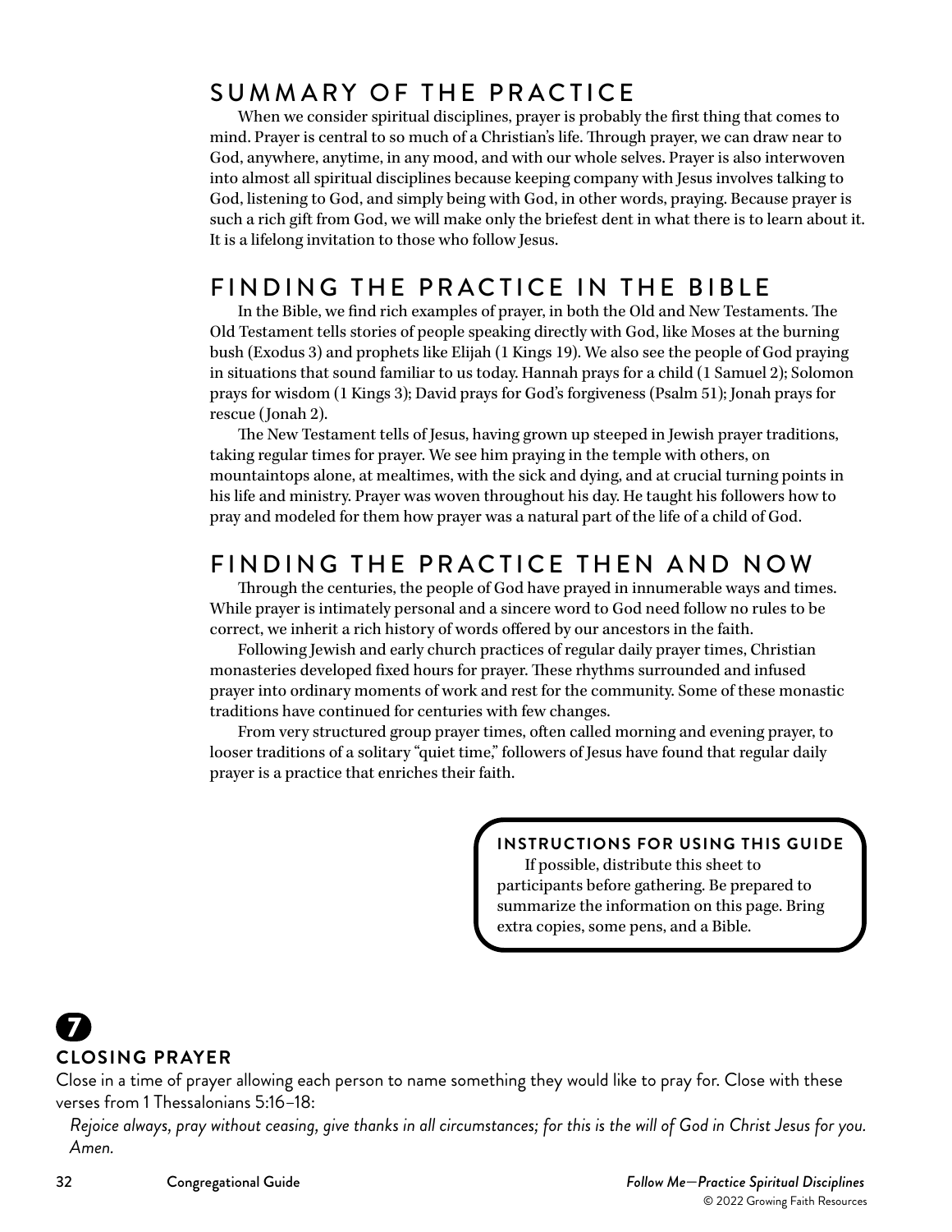## SUMMARY OF THE PRACTICE

When we consider spiritual disciplines, prayer is probably the first thing that comes to mind. Prayer is central to so much of a Christian's life. Through prayer, we can draw near to God, anywhere, anytime, in any mood, and with our whole selves. Prayer is also interwoven into almost all spiritual disciplines because keeping company with Jesus involves talking to God, listening to God, and simply being with God, in other words, praying. Because prayer is such a rich gift from God, we will make only the briefest dent in what there is to learn about it. It is a lifelong invitation to those who follow Jesus.

## FINDING THE PRACTICE IN THE BIBLE

In the Bible, we find rich examples of prayer, in both the Old and New Testaments. The Old Testament tells stories of people speaking directly with God, like Moses at the burning bush (Exodus 3) and prophets like Elijah (1 Kings 19). We also see the people of God praying in situations that sound familiar to us today. Hannah prays for a child (1 Samuel 2); Solomon prays for wisdom (1 Kings 3); David prays for God's forgiveness (Psalm 51); Jonah prays for rescue (Jonah 2).

The New Testament tells of Jesus, having grown up steeped in Jewish prayer traditions, taking regular times for prayer. We see him praying in the temple with others, on mountaintops alone, at mealtimes, with the sick and dying, and at crucial turning points in his life and ministry. Prayer was woven throughout his day. He taught his followers how to pray and modeled for them how prayer was a natural part of the life of a child of God.

## FINDING THE PRACTICE THEN AND NOW

Through the centuries, the people of God have prayed in innumerable ways and times. While prayer is intimately personal and a sincere word to God need follow no rules to be correct, we inherit a rich history of words offered by our ancestors in the faith.

Following Jewish and early church practices of regular daily prayer times, Christian monasteries developed fixed hours for prayer. These rhythms surrounded and infused prayer into ordinary moments of work and rest for the community. Some of these monastic traditions have continued for centuries with few changes.

From very structured group prayer times, often called morning and evening prayer, to looser traditions of a solitary "quiet time," followers of Jesus have found that regular daily prayer is a practice that enriches their faith.

**INSTRUCTIONS FOR USING THIS GUIDE**

If possible, distribute this sheet to participants before gathering. Be prepared to summarize the information on this page. Bring extra copies, some pens, and a Bible.

### 7 CLOSING PRAYER

Close in a time of prayer allowing each person to name something they would like to pray for. Close with these verses from 1 Thessalonians 5:16–18:

*Rejoice always, pray without ceasing, give thanks in all circumstances; for this is the will of God in Christ Jesus for you. Amen.*